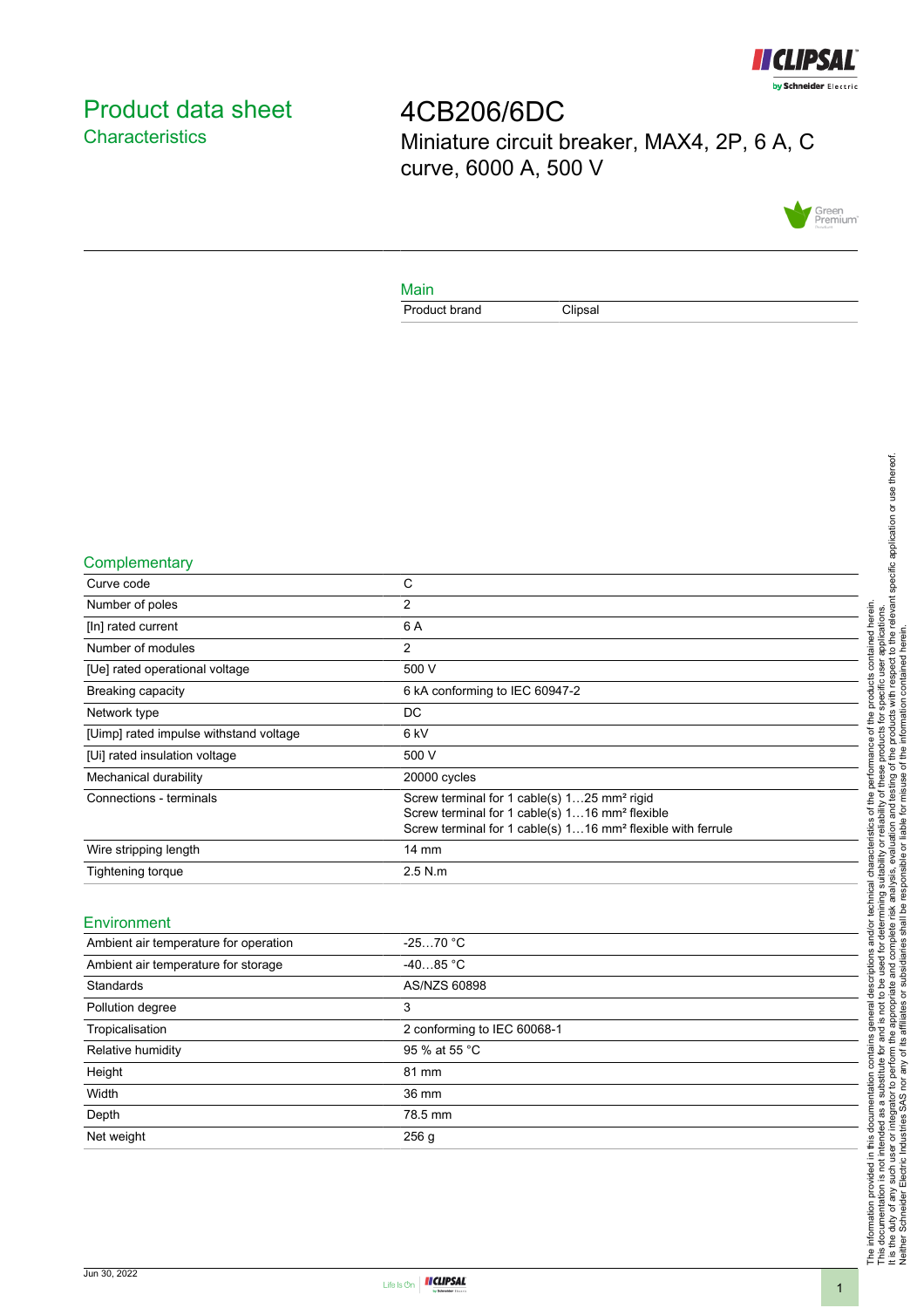# Product data sheet

## Characteristics

# 4CB206/6DC

Miniature circuit breaker, MAX4, 2P, 6 A, C curve, 6000 A, 500 V

### Main

| | |
|---|---|
| Product brand | Clipsal |

### Complementary

| | |
|---|---|
| Curve code | C |
| Number of poles | 2 |
| [In] rated current | 6 A |
| Number of modules | 2 |
| [Ue] rated operational voltage | 500 V |
| Breaking capacity | 6 kA conforming to IEC 60947-2 |
| Network type | DC |
| [Uimp] rated impulse withstand voltage | 6 kV |
| [Ui] rated insulation voltage | 500 V |
| Mechanical durability | 20000 cycles |
| Connections - terminals | Screw terminal for 1 cable(s) 1…25 mm² rigid<br>Screw terminal for 1 cable(s) 1…16 mm² flexible<br>Screw terminal for 1 cable(s) 1…16 mm² flexible with ferrule |
| Wire stripping length | 14 mm |
| Tightening torque | 2.5 N.m |

### Environment

| | |
|---|---|
| Ambient air temperature for operation | -25…70 °C |
| Ambient air temperature for storage | -40…85 °C |
| Standards | AS/NZS 60898 |
| Pollution degree | 3 |
| Tropicalisation | 2 conforming to IEC 60068-1 |
| Relative humidity | 95 % at 55 °C |
| Height | 81 mm |
| Width | 36 mm |
| Depth | 78.5 mm |
| Net weight | 256 g |

The information provided in this documentation contains general descriptions and/or technical characteristics of the performance of the products contained herein. This documentation is not intended as a substitute for and is not to be used for determining suitability or reliability of these products for specific user applications. It is the duty of any such user or integrator to perform the appropriate and complete risk analysis, evaluation and testing of the products with respect to the relevant specific application or use thereof. Neither Schneider Electric Industries SAS nor any of its affiliates or subsidiaries shall be responsible or liable for misuse of the information contained herein.

Jun 30, 2022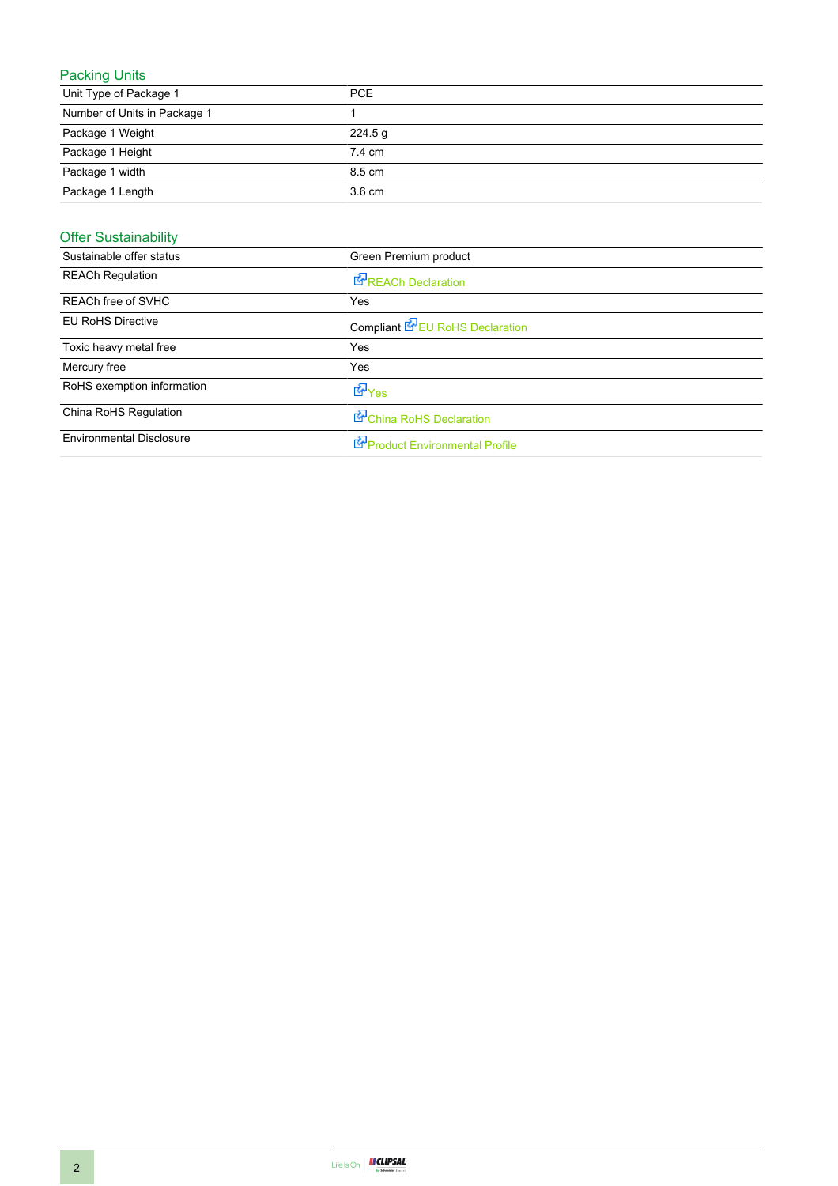## Packing Units

| | |
|---|---|
| Unit Type of Package 1 | PCE |
| Number of Units in Package 1 | 1 |
| Package 1 Weight | 224.5 g |
| Package 1 Height | 7.4 cm |
| Package 1 width | 8.5 cm |
| Package 1 Length | 3.6 cm |

## Offer Sustainability

| | |
|---|---|
| Sustainable offer status | Green Premium product |
| REACh Regulation | REACh Declaration |
| REACh free of SVHC | Yes |
| EU RoHS Directive | Compliant EU RoHS Declaration |
| Toxic heavy metal free | Yes |
| Mercury free | Yes |
| RoHS exemption information | Yes |
| China RoHS Regulation | China RoHS Declaration |
| Environmental Disclosure | Product Environmental Profile |